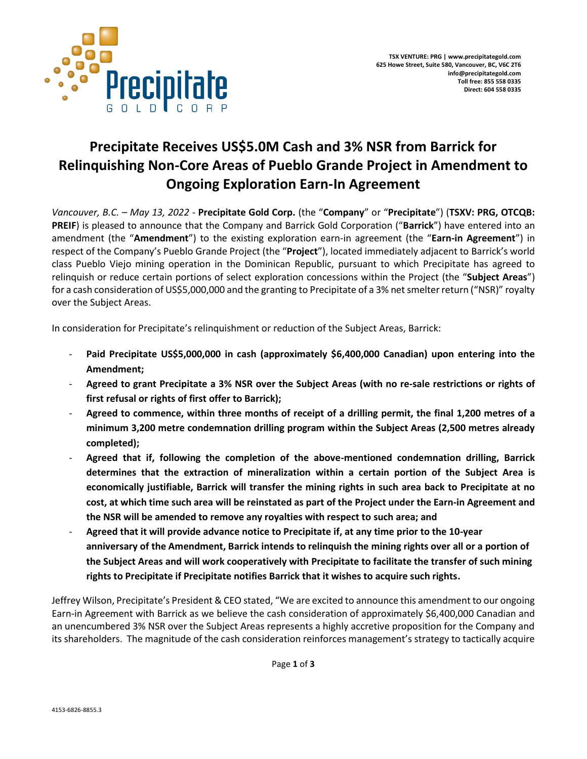TSX VENTURE: PRG | www.precipitategold.com
625 Howe Street, Suite 580, Vancouver, BC, V6C 2T6
info@precipitategold.com
Toll free: 855 558 0335
Direct: 604 558 0335

# Precipitate Receives US$5.0M Cash and 3% NSR from Barrick for Relinquishing Non-Core Areas of Pueblo Grande Project in Amendment to Ongoing Exploration Earn-In Agreement

*Vancouver, B.C. – May 13, 2022* - **Precipitate Gold Corp.** (the "**Company**" or "**Precipitate**") (**TSXV: PRG, OTCQB: PREIF**) is pleased to announce that the Company and Barrick Gold Corporation ("**Barrick**") have entered into an amendment (the "**Amendment**") to the existing exploration earn-in agreement (the "**Earn-in Agreement**") in respect of the Company's Pueblo Grande Project (the "**Project**"), located immediately adjacent to Barrick's world class Pueblo Viejo mining operation in the Dominican Republic, pursuant to which Precipitate has agreed to relinquish or reduce certain portions of select exploration concessions within the Project (the "**Subject Areas**") for a cash consideration of US$5,000,000 and the granting to Precipitate of a 3% net smelter return ("NSR)" royalty over the Subject Areas.

In consideration for Precipitate's relinquishment or reduction of the Subject Areas, Barrick:

- **Paid Precipitate US$5,000,000 in cash (approximately $6,400,000 Canadian) upon entering into the Amendment;**
- **Agreed to grant Precipitate a 3% NSR over the Subject Areas (with no re-sale restrictions or rights of first refusal or rights of first offer to Barrick);**
- **Agreed to commence, within three months of receipt of a drilling permit, the final 1,200 metres of a minimum 3,200 metre condemnation drilling program within the Subject Areas (2,500 metres already completed);**
- **Agreed that if, following the completion of the above-mentioned condemnation drilling, Barrick determines that the extraction of mineralization within a certain portion of the Subject Area is economically justifiable, Barrick will transfer the mining rights in such area back to Precipitate at no cost, at which time such area will be reinstated as part of the Project under the Earn-in Agreement and the NSR will be amended to remove any royalties with respect to such area; and**
- **Agreed that it will provide advance notice to Precipitate if, at any time prior to the 10-year anniversary of the Amendment, Barrick intends to relinquish the mining rights over all or a portion of the Subject Areas and will work cooperatively with Precipitate to facilitate the transfer of such mining rights to Precipitate if Precipitate notifies Barrick that it wishes to acquire such rights.**

Jeffrey Wilson, Precipitate's President & CEO stated, "We are excited to announce this amendment to our ongoing Earn-in Agreement with Barrick as we believe the cash consideration of approximately $6,400,000 Canadian and an unencumbered 3% NSR over the Subject Areas represents a highly accretive proposition for the Company and its shareholders. The magnitude of the cash consideration reinforces management's strategy to tactically acquire

4153-6826-8855.3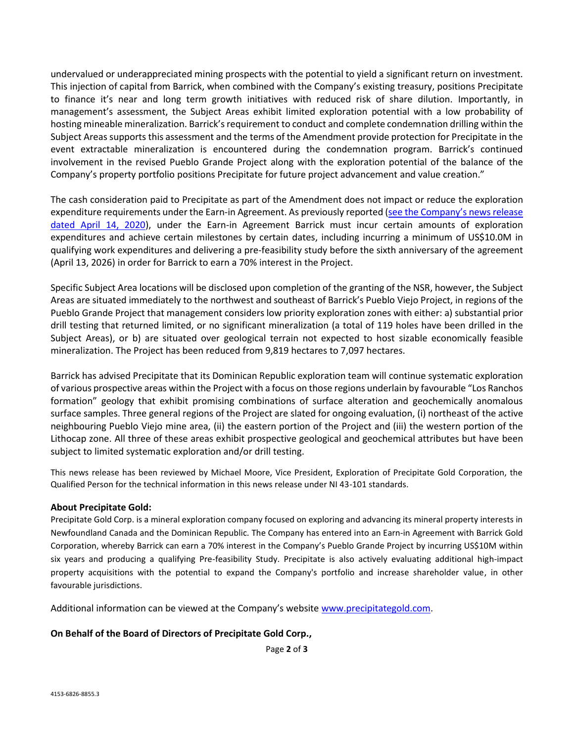undervalued or underappreciated mining prospects with the potential to yield a significant return on investment. This injection of capital from Barrick, when combined with the Company's existing treasury, positions Precipitate to finance it's near and long term growth initiatives with reduced risk of share dilution. Importantly, in management's assessment, the Subject Areas exhibit limited exploration potential with a low probability of hosting mineable mineralization. Barrick's requirement to conduct and complete condemnation drilling within the Subject Areas supports this assessment and the terms of the Amendment provide protection for Precipitate in the event extractable mineralization is encountered during the condemnation program. Barrick's continued involvement in the revised Pueblo Grande Project along with the exploration potential of the balance of the Company's property portfolio positions Precipitate for future project advancement and value creation."

The cash consideration paid to Precipitate as part of the Amendment does not impact or reduce the exploration expenditure requirements under the Earn-in Agreement. As previously reported (see the Company's news release dated April 14, 2020), under the Earn-in Agreement Barrick must incur certain amounts of exploration expenditures and achieve certain milestones by certain dates, including incurring a minimum of US$10.0M in qualifying work expenditures and delivering a pre-feasibility study before the sixth anniversary of the agreement (April 13, 2026) in order for Barrick to earn a 70% interest in the Project.

Specific Subject Area locations will be disclosed upon completion of the granting of the NSR, however, the Subject Areas are situated immediately to the northwest and southeast of Barrick's Pueblo Viejo Project, in regions of the Pueblo Grande Project that management considers low priority exploration zones with either: a) substantial prior drill testing that returned limited, or no significant mineralization (a total of 119 holes have been drilled in the Subject Areas), or b) are situated over geological terrain not expected to host sizable economically feasible mineralization. The Project has been reduced from 9,819 hectares to 7,097 hectares.

Barrick has advised Precipitate that its Dominican Republic exploration team will continue systematic exploration of various prospective areas within the Project with a focus on those regions underlain by favourable "Los Ranchos formation" geology that exhibit promising combinations of surface alteration and geochemically anomalous surface samples. Three general regions of the Project are slated for ongoing evaluation, (i) northeast of the active neighbouring Pueblo Viejo mine area, (ii) the eastern portion of the Project and (iii) the western portion of the Lithocap zone. All three of these areas exhibit prospective geological and geochemical attributes but have been subject to limited systematic exploration and/or drill testing.

This news release has been reviewed by Michael Moore, Vice President, Exploration of Precipitate Gold Corporation, the Qualified Person for the technical information in this news release under NI 43-101 standards.

**About Precipitate Gold:**

Precipitate Gold Corp. is a mineral exploration company focused on exploring and advancing its mineral property interests in Newfoundland Canada and the Dominican Republic. The Company has entered into an Earn-in Agreement with Barrick Gold Corporation, whereby Barrick can earn a 70% interest in the Company's Pueblo Grande Project by incurring US$10M within six years and producing a qualifying Pre-feasibility Study. Precipitate is also actively evaluating additional high-impact property acquisitions with the potential to expand the Company's portfolio and increase shareholder value, in other favourable jurisdictions.

Additional information can be viewed at the Company's website www.precipitategold.com.

**On Behalf of the Board of Directors of Precipitate Gold Corp.,**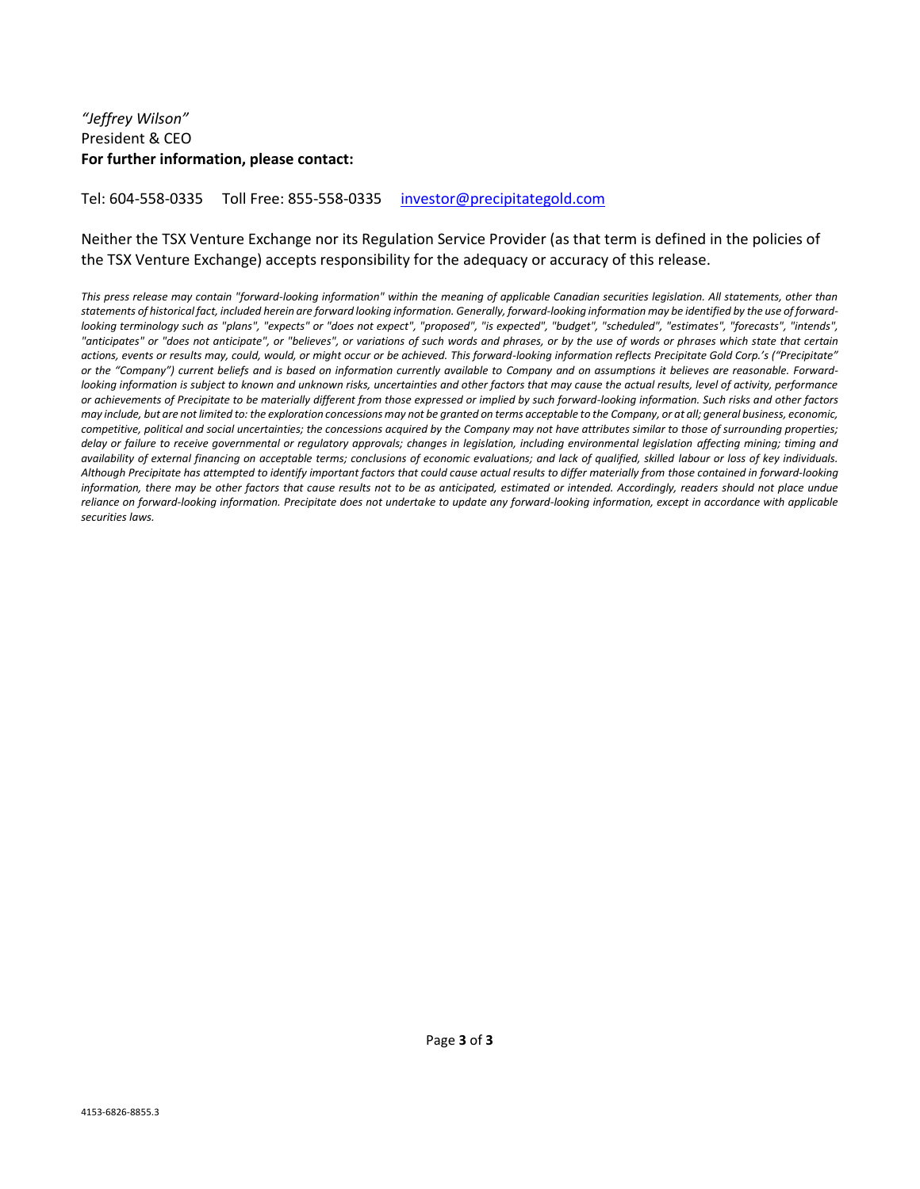*"Jeffrey Wilson"*
President & CEO
**For further information, please contact:**

Tel: 604-558-0335 Toll Free: 855-558-0335 [investor@precipitategold.com](mailto:investor@precipitategold.com)

Neither the TSX Venture Exchange nor its Regulation Service Provider (as that term is defined in the policies of the TSX Venture Exchange) accepts responsibility for the adequacy or accuracy of this release.

*This press release may contain "forward-looking information" within the meaning of applicable Canadian securities legislation. All statements, other than statements of historical fact, included herein are forward looking information. Generally, forward-looking information may be identified by the use of forward-looking terminology such as "plans", "expects" or "does not expect", "proposed", "is expected", "budget", "scheduled", "estimates", "forecasts", "intends", "anticipates" or "does not anticipate", or "believes", or variations of such words and phrases, or by the use of words or phrases which state that certain actions, events or results may, could, would, or might occur or be achieved. This forward-looking information reflects Precipitate Gold Corp.'s ("Precipitate" or the "Company") current beliefs and is based on information currently available to Company and on assumptions it believes are reasonable. Forward-looking information is subject to known and unknown risks, uncertainties and other factors that may cause the actual results, level of activity, performance or achievements of Precipitate to be materially different from those expressed or implied by such forward-looking information. Such risks and other factors may include, but are not limited to: the exploration concessions may not be granted on terms acceptable to the Company, or at all; general business, economic, competitive, political and social uncertainties; the concessions acquired by the Company may not have attributes similar to those of surrounding properties; delay or failure to receive governmental or regulatory approvals; changes in legislation, including environmental legislation affecting mining; timing and availability of external financing on acceptable terms; conclusions of economic evaluations; and lack of qualified, skilled labour or loss of key individuals. Although Precipitate has attempted to identify important factors that could cause actual results to differ materially from those contained in forward-looking information, there may be other factors that cause results not to be as anticipated, estimated or intended. Accordingly, readers should not place undue reliance on forward-looking information. Precipitate does not undertake to update any forward-looking information, except in accordance with applicable securities laws.*

4153-6826-8855.3